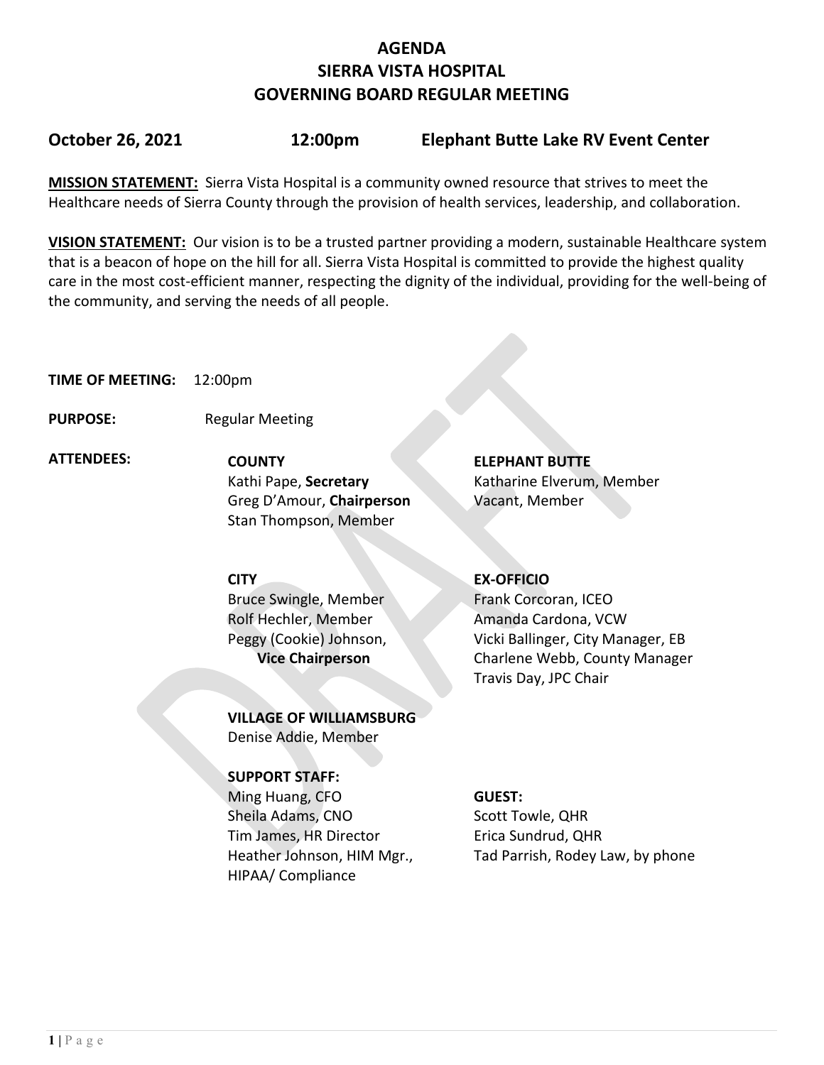# AGENDA
# SIERRA VISTA HOSPITAL
# GOVERNING BOARD REGULAR MEETING

**October 26, 2021 12:00pm Elephant Butte Lake RV Event Center**

**MISSION STATEMENT:** Sierra Vista Hospital is a community owned resource that strives to meet the Healthcare needs of Sierra County through the provision of health services, leadership, and collaboration.

**VISION STATEMENT:** Our vision is to be a trusted partner providing a modern, sustainable Healthcare system that is a beacon of hope on the hill for all. Sierra Vista Hospital is committed to provide the highest quality care in the most cost-efficient manner, respecting the dignity of the individual, providing for the well-being of the community, and serving the needs of all people.

**TIME OF MEETING:** 12:00pm

**PURPOSE:** Regular Meeting

**ATTENDEES:**

**COUNTY**
Kathi Pape, **Secretary**
Greg D'Amour, **Chairperson**
Stan Thompson, Member

**ELEPHANT BUTTE**
Katharine Elverum, Member
Vacant, Member

**CITY**
Bruce Swingle, Member
Rolf Hechler, Member
Peggy (Cookie) Johnson, **Vice Chairperson**

**EX-OFFICIO**
Frank Corcoran, ICEO
Amanda Cardona, VCW
Vicki Ballinger, City Manager, EB
Charlene Webb, County Manager
Travis Day, JPC Chair

**VILLAGE OF WILLIAMSBURG**
Denise Addie, Member

**SUPPORT STAFF:**
Ming Huang, CFO
Sheila Adams, CNO
Tim James, HR Director
Heather Johnson, HIM Mgr., HIPAA/ Compliance

**GUEST:**
Scott Towle, QHR
Erica Sundrud, QHR
Tad Parrish, Rodey Law, by phone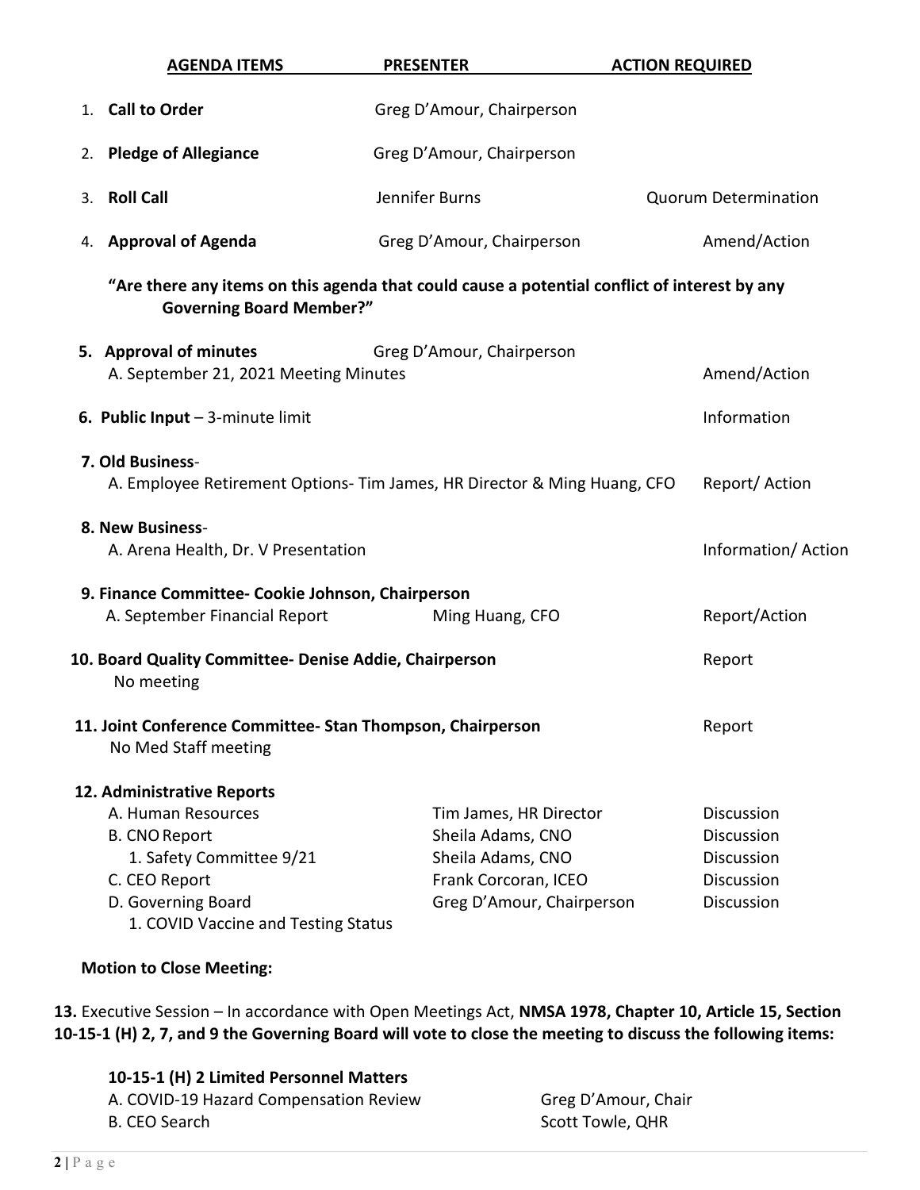| AGENDA ITEMS | PRESENTER | ACTION REQUIRED |
|---|---|---|
| 1. **Call to Order** | Greg D'Amour, Chairperson | |
| 2. **Pledge of Allegiance** | Greg D'Amour, Chairperson | |
| 3. **Roll Call** | Jennifer Burns | Quorum Determination |
| 4. **Approval of Agenda** | Greg D'Amour, Chairperson | Amend/Action |

**"Are there any items on this agenda that could cause a potential conflict of interest by any Governing Board Member?"**

| | | |
|---|---|---|
| 5. **Approval of minutes** | Greg D'Amour, Chairperson | |
| A. September 21, 2021 Meeting Minutes | | Amend/Action |
| 6. **Public Input** – 3-minute limit | | Information |
| 7. **Old Business**- | | |
| A. Employee Retirement Options- Tim James, HR Director & Ming Huang, CFO | | Report/ Action |
| 8. **New Business**- | | |
| A. Arena Health, Dr. V Presentation | | Information/ Action |
| 9. **Finance Committee- Cookie Johnson, Chairperson** | | |
| A. September Financial Report | Ming Huang, CFO | Report/Action |
| 10. **Board Quality Committee- Denise Addie, Chairperson** | | Report |
| No meeting | | |
| 11. **Joint Conference Committee- Stan Thompson, Chairperson** | | Report |
| No Med Staff meeting | | |
| 12. **Administrative Reports** | | |
| A. Human Resources | Tim James, HR Director | Discussion |
| B. CNO Report | Sheila Adams, CNO | Discussion |
| 1. Safety Committee 9/21 | Sheila Adams, CNO | Discussion |
| C. CEO Report | Frank Corcoran, ICEO | Discussion |
| D. Governing Board | Greg D'Amour, Chairperson | Discussion |
| 1. COVID Vaccine and Testing Status | | |

**Motion to Close Meeting:**

**13.** Executive Session – In accordance with Open Meetings Act, **NMSA 1978, Chapter 10, Article 15, Section 10-15-1 (H) 2, 7, and 9 the Governing Board will vote to close the meeting to discuss the following items:**

**10-15-1 (H) 2 Limited Personnel Matters**

| | |
|---|---|
| A. COVID-19 Hazard Compensation Review | Greg D'Amour, Chair |
| B. CEO Search | Scott Towle, QHR |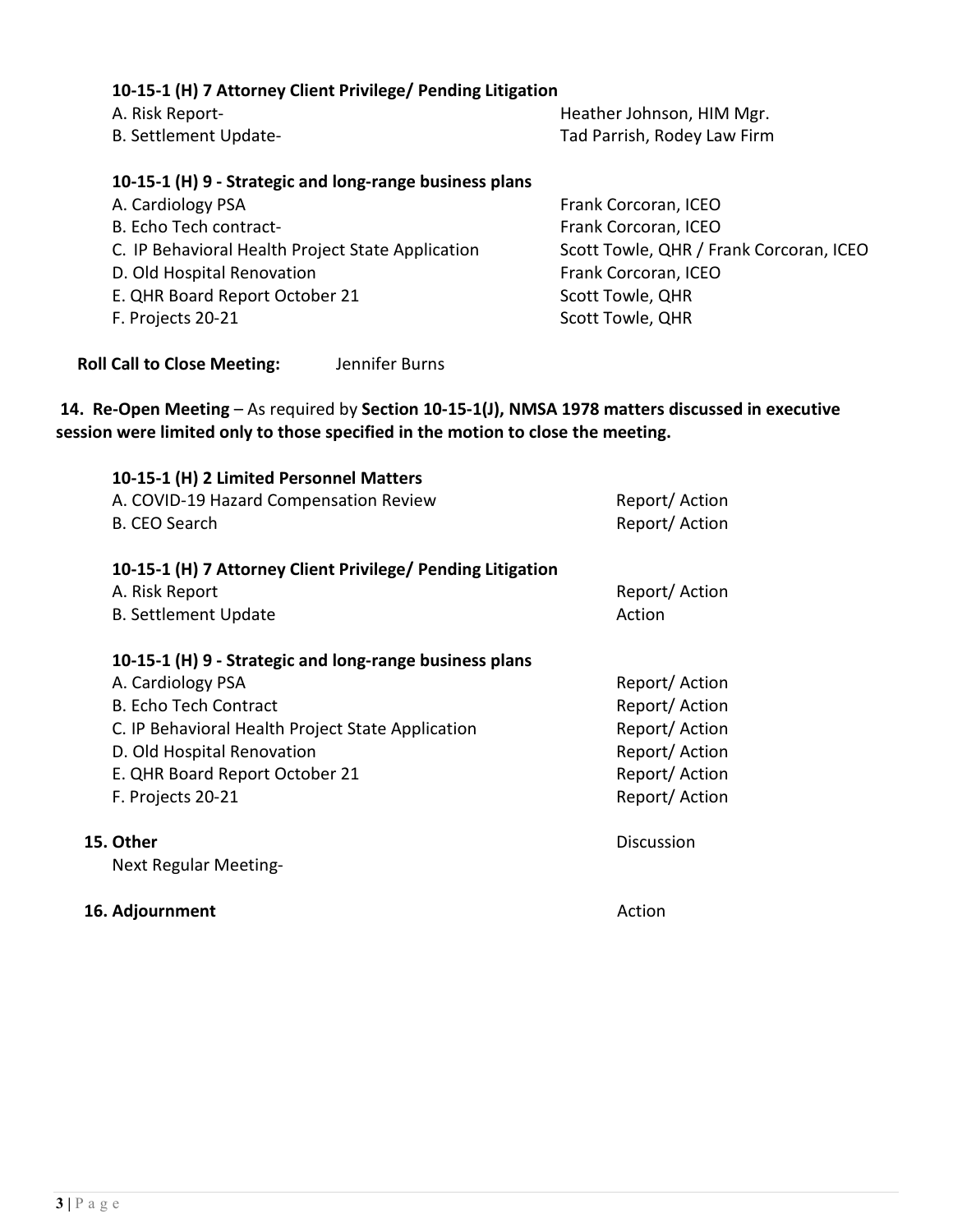**10-15-1 (H) 7 Attorney Client Privilege/ Pending Litigation**

| | |
|---|---|
| A. Risk Report- | Heather Johnson, HIM Mgr. |
| B. Settlement Update- | Tad Parrish, Rodey Law Firm |

**10-15-1 (H) 9 - Strategic and long-range business plans**

| | |
|---|---|
| A. Cardiology PSA | Frank Corcoran, ICEO |
| B. Echo Tech contract- | Frank Corcoran, ICEO |
| C. IP Behavioral Health Project State Application | Scott Towle, QHR / Frank Corcoran, ICEO |
| D. Old Hospital Renovation | Frank Corcoran, ICEO |
| E. QHR Board Report October 21 | Scott Towle, QHR |
| F. Projects 20-21 | Scott Towle, QHR |

**Roll Call to Close Meeting:** Jennifer Burns

**14. Re-Open Meeting** – As required by **Section 10-15-1(J), NMSA 1978 matters discussed in executive session were limited only to those specified in the motion to close the meeting.**

**10-15-1 (H) 2 Limited Personnel Matters**

| | |
|---|---|
| A. COVID-19 Hazard Compensation Review | Report/ Action |
| B. CEO Search | Report/ Action |

**10-15-1 (H) 7 Attorney Client Privilege/ Pending Litigation**

| | |
|---|---|
| A. Risk Report | Report/ Action |
| B. Settlement Update | Action |

**10-15-1 (H) 9 - Strategic and long-range business plans**

| | |
|---|---|
| A. Cardiology PSA | Report/ Action |
| B. Echo Tech Contract | Report/ Action |
| C. IP Behavioral Health Project State Application | Report/ Action |
| D. Old Hospital Renovation | Report/ Action |
| E. QHR Board Report October 21 | Report/ Action |
| F. Projects 20-21 | Report/ Action |

**15. Other** — Discussion

Next Regular Meeting-

**16. Adjournment** — Action